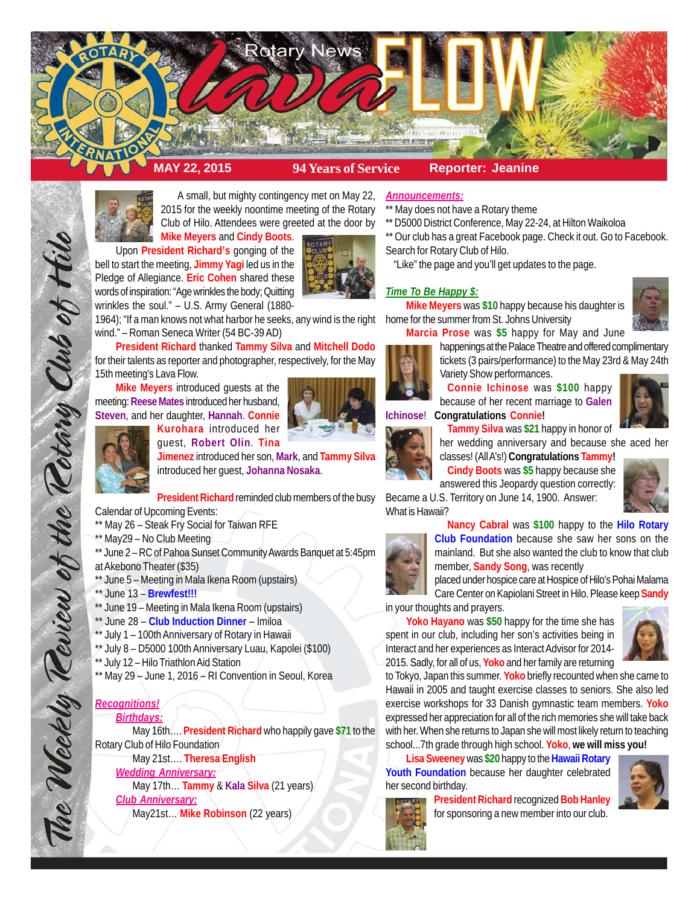# Rotary News Lava FLOW

**MAY 22, 2015** | **94 Years of Service** | **Reporter: Jeanine**

*The Weekly Review of the Rotary Club of Hilo*

A small, but mighty contingency met on May 22, 2015 for the weekly noontime meeting of the Rotary Club of Hilo. Attendees were greeted at the door by **Mike Meyers** and **Cindy Boots**.

Upon **President Richard's** gonging of the bell to start the meeting, **Jimmy Yagi** led us in the Pledge of Allegiance. **Eric Cohen** shared these words of inspiration: "Age wrinkles the body; Quitting wrinkles the soul." – U.S. Army General (1880-1964); "If a man knows not what harbor he seeks, any wind is the right wind." – Roman Seneca Writer (54 BC-39 AD)

**President Richard** thanked **Tammy Silva** and **Mitchell Dodo** for their talents as reporter and photographer, respectively, for the May 15th meeting's Lava Flow.

**Mike Meyers** introduced guests at the meeting: **Reese Mates** introduced her husband, **Steven**, and her daughter, **Hannah**. **Connie Kurohara** introduced her guest, **Robert Olin**. **Tina Jimenez** introduced her son, **Mark**, and **Tammy Silva** introduced her guest, **Johanna Nosaka**.

**President Richard** reminded club members of the busy Calendar of Upcoming Events:

- ** May 26 – Steak Fry Social for Taiwan RFE
- ** May29 – No Club Meeting
- ** June 2 – RC of Pahoa Sunset Community Awards Banquet at 5:45pm at Akebono Theater ($35)
- ** June 5 – Meeting in Mala Ikena Room (upstairs)
- ** June 13 – **Brewfest!!!**
- ** June 19 – Meeting in Mala Ikena Room (upstairs)
- ** June 28 – **Club Induction Dinner** – Imiloa
- ** July 1 – 100th Anniversary of Rotary in Hawaii
- ** July 8 – D5000 100th Anniversary Luau, Kapolei ($100)
- ** July 12 – Hilo Triathlon Aid Station
- ** May 29 – June 1, 2016 – RI Convention in Seoul, Korea

## *Recognitions!*

### *Birthdays:*

May 16th…. **President Richard** who happily gave **$71** to the Rotary Club of Hilo Foundation

May 21st…. **Theresa English**

### *Wedding Anniversary:*

May 17th… **Tammy** & **Kala Silva** (21 years)

### *Club Anniversary:*

May21st… **Mike Robinson** (22 years)

## *Announcements:*

** May does not have a Rotary theme

** D5000 District Conference, May 22-24, at Hilton Waikoloa

** Our club has a great Facebook page. Check it out. Go to Facebook. Search for Rotary Club of Hilo.

"Like" the page and you'll get updates to the page.

## *Time To Be Happy $:*

**Mike Meyers** was **$10** happy because his daughter is home for the summer from St. Johns University

**Marcia Prose** was **$5** happy for May and June happenings at the Palace Theatre and offered complimentary tickets (3 pairs/performance) to the May 23rd & May 24th Variety Show performances.

**Connie Ichinose** was **$100** happy because of her recent marriage to **Galen Ichinose**! **Congratulations Connie!**

**Tammy Silva** was **$21** happy in honor of her wedding anniversary and because she aced her classes! (All A's!) **Congratulations Tammy!**

**Cindy Boots** was **$5** happy because she answered this Jeopardy question correctly: Became a U.S. Territory on June 14, 1900. Answer: What is Hawaii?

**Nancy Cabral** was **$100** happy to the **Hilo Rotary Club Foundation** because she saw her sons on the mainland. But she also wanted the club to know that club member, **Sandy Song**, was recently placed under hospice care at Hospice of Hilo's Pohai Malama Care Center on Kapiolani Street in Hilo. Please keep **Sandy** in your thoughts and prayers.

**Yoko Hayano** was **$50** happy for the time she has spent in our club, including her son's activities being in Interact and her experiences as Interact Advisor for 2014-2015. Sadly, for all of us, **Yoko** and her family are returning to Tokyo, Japan this summer. **Yoko** briefly recounted when she came to Hawaii in 2005 and taught exercise classes to seniors. She also led exercise workshops for 33 Danish gymnastic team members. **Yoko** expressed her appreciation for all of the rich memories she will take back with her. When she returns to Japan she will most likely return to teaching school...7th grade through high school. **Yoko, we will miss you!**

**Lisa Sweeney** was **$20** happy to the **Hawaii Rotary Youth Foundation** because her daughter celebrated her second birthday.

**President Richard** recognized **Bob Hanley** for sponsoring a new member into our club.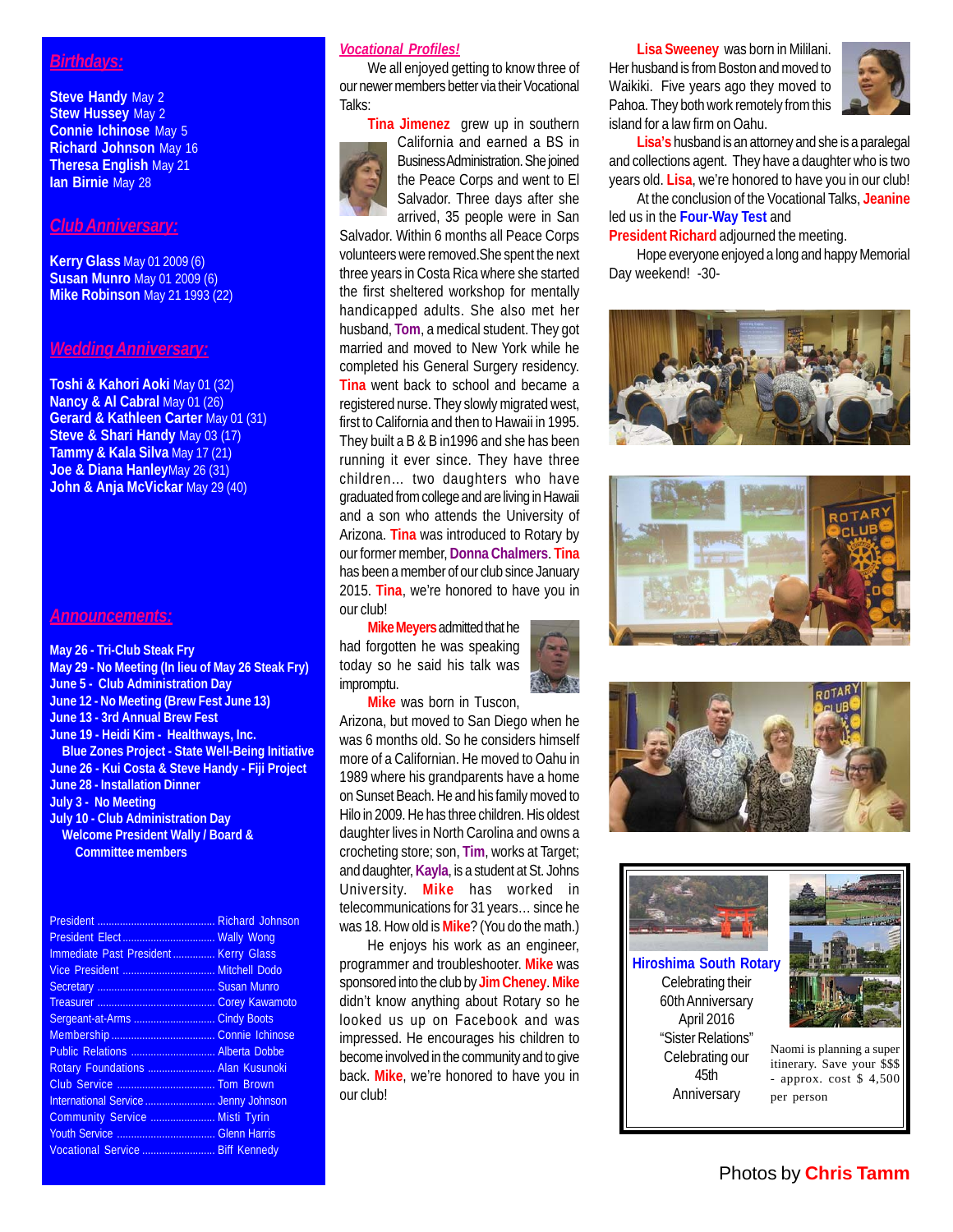## Birthdays:

**Steve Handy** May 2
**Stew Hussey** May 2
**Connie Ichinose** May 5
**Richard Johnson** May 16
**Theresa English** May 21
**Ian Birnie** May 28

## Club Anniversary:

**Kerry Glass** May 01 2009 (6)
**Susan Munro** May 01 2009 (6)
**Mike Robinson** May 21 1993 (22)

## Wedding Anniversary:

**Toshi & Kahori Aoki** May 01 (32)
**Nancy & Al Cabral** May 01 (26)
**Gerard & Kathleen Carter** May 01 (31)
**Steve & Shari Handy** May 03 (17)
**Tammy & Kala Silva** May 17 (21)
**Joe & Diana Hanley** May 26 (31)
**John & Anja McVickar** May 29 (40)

## Announcements:

**May 26 - Tri-Club Steak Fry**
**May 29 - No Meeting (In lieu of May 26 Steak Fry)**
**June 5 - Club Administration Day**
**June 12 - No Meeting (Brew Fest June 13)**
**June 13 - 3rd Annual Brew Fest**
**June 19 - Heidi Kim - Healthways, Inc. Blue Zones Project - State Well-Being Initiative**
**June 26 - Kui Costa & Steve Handy - Fiji Project**
**June 28 - Installation Dinner**
**July 3 - No Meeting**
**July 10 - Club Administration Day Welcome President Wally / Board & Committee members**

| | |
|---|---|
| President | Richard Johnson |
| President Elect | Wally Wong |
| Immediate Past President | Kerry Glass |
| Vice President | Mitchell Dodo |
| Secretary | Susan Munro |
| Treasurer | Corey Kawamoto |
| Sergeant-at-Arms | Cindy Boots |
| Membership | Connie Ichinose |
| Public Relations | Alberta Dobbe |
| Rotary Foundations | Alan Kusunoki |
| Club Service | Tom Brown |
| International Service | Jenny Johnson |
| Community Service | Misti Tyrin |
| Youth Service | Glenn Harris |
| Vocational Service | Biff Kennedy |

## Vocational Profiles!

We all enjoyed getting to know three of our newer members better via their Vocational Talks:

**Tina Jimenez** grew up in southern California and earned a BS in Business Administration. She joined the Peace Corps and went to El Salvador. Three days after she arrived, 35 people were in San Salvador. Within 6 months all Peace Corps volunteers were removed. She spent the next three years in Costa Rica where she started the first sheltered workshop for mentally handicapped adults. She also met her husband, **Tom**, a medical student. They got married and moved to New York while he completed his General Surgery residency. **Tina** went back to school and became a registered nurse. They slowly migrated west, first to California and then to Hawaii in 1995. They built a B & B in1996 and she has been running it ever since. They have three children… two daughters who have graduated from college and are living in Hawaii and a son who attends the University of Arizona. **Tina** was introduced to Rotary by our former member, **Donna Chalmers**. **Tina** has been a member of our club since January 2015. **Tina**, we're honored to have you in our club!

**Mike Meyers** admitted that he had forgotten he was speaking today so he said his talk was impromptu.

**Mike** was born in Tuscon, Arizona, but moved to San Diego when he was 6 months old. So he considers himself more of a Californian. He moved to Oahu in 1989 where his grandparents have a home on Sunset Beach. He and his family moved to Hilo in 2009. He has three children. His oldest daughter lives in North Carolina and owns a crocheting store; son, **Tim**, works at Target; and daughter, **Kayla**, is a student at St. Johns University. **Mike** has worked in telecommunications for 31 years… since he was 18. How old is **Mike**? (You do the math.)

He enjoys his work as an engineer, programmer and troubleshooter. **Mike** was sponsored into the club by **Jim Cheney**. **Mike** didn't know anything about Rotary so he looked us up on Facebook and was impressed. He encourages his children to become involved in the community and to give back. **Mike**, we're honored to have you in our club!

**Lisa Sweeney** was born in Mililani. Her husband is from Boston and moved to Waikiki. Five years ago they moved to Pahoa. They both work remotely from this island for a law firm on Oahu.

**Lisa's** husband is an attorney and she is a paralegal and collections agent. They have a daughter who is two years old. **Lisa**, we're honored to have you in our club!

At the conclusion of the Vocational Talks, **Jeanine** led us in the **Four-Way Test** and **President Richard** adjourned the meeting.

Hope everyone enjoyed a long and happy Memorial Day weekend! -30-

**Hiroshima South Rotary**
Celebrating their 60th Anniversary
April 2016
"Sister Relations"
Celebrating our 45th Anniversary

Naomi is planning a super itinerary. Save your $$$ - approx. cost $ 4,500 per person

Photos by **Chris Tamm**